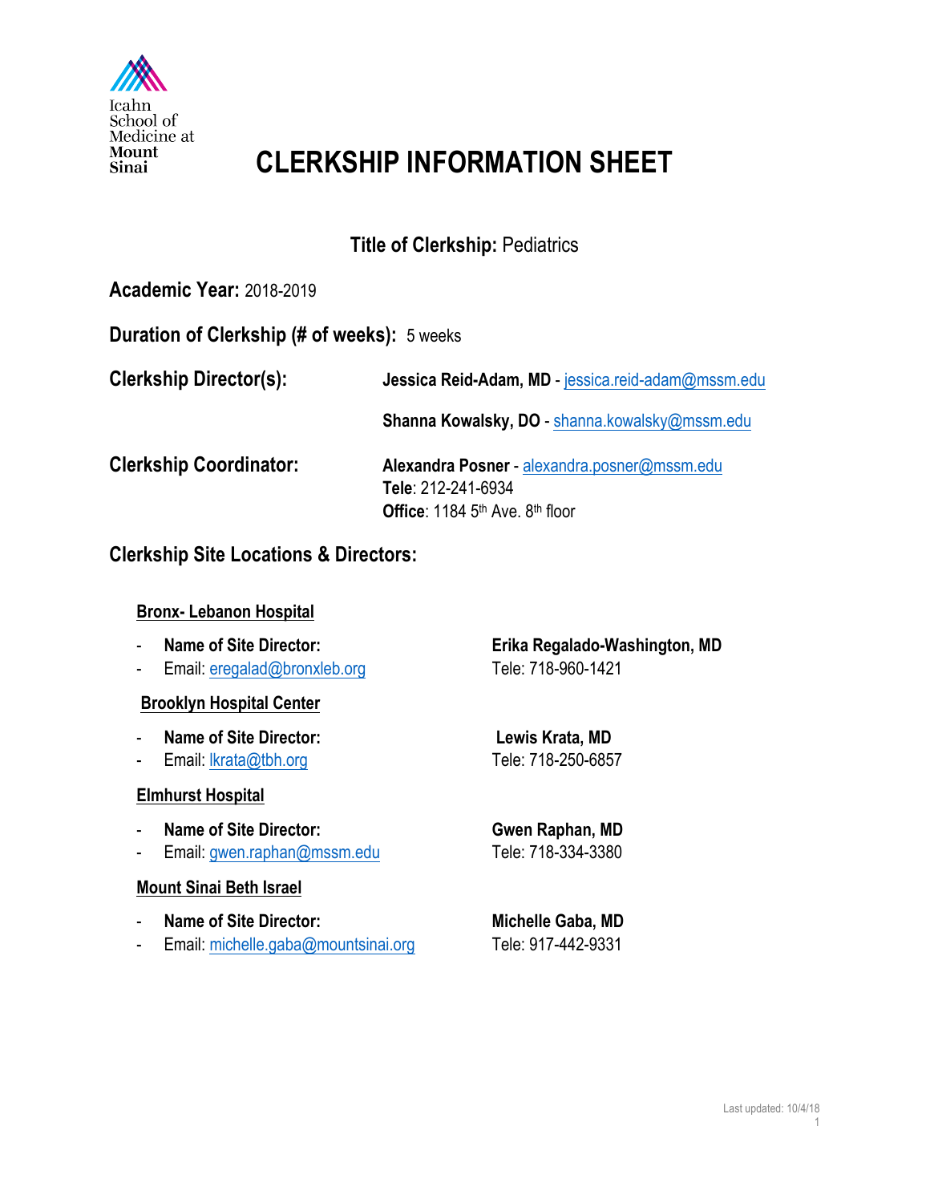Icahn School of Medicine at Mount Sinai

# CLERKSHIP INFORMATION SHEET

**Title of Clerkship:** Pediatrics

**Academic Year:** 2018-2019

**Duration of Clerkship (# of weeks):** 5 weeks

**Clerkship Director(s):**

**Jessica Reid-Adam, MD** - jessica.reid-adam@mssm.edu

**Shanna Kowalsky, DO** - shanna.kowalsky@mssm.edu

**Clerkship Coordinator:**

**Alexandra Posner** - alexandra.posner@mssm.edu
**Tele**: 212-241-6934
**Office**: 1184 5th Ave. 8th floor

## Clerkship Site Locations & Directors:

**Bronx- Lebanon Hospital**

- **Name of Site Director:** **Erika Regalado-Washington, MD**
- Email: eregalad@bronxleb.org Tele: 718-960-1421

**Brooklyn Hospital Center**

- **Name of Site Director:** **Lewis Krata, MD**
- Email: lkrata@tbh.org Tele: 718-250-6857

**Elmhurst Hospital**

- **Name of Site Director:** **Gwen Raphan, MD**
- Email: gwen.raphan@mssm.edu Tele: 718-334-3380

**Mount Sinai Beth Israel**

- **Name of Site Director:** **Michelle Gaba, MD**
- Email: michelle.gaba@mountsinai.org Tele: 917-442-9331

Last updated: 10/4/18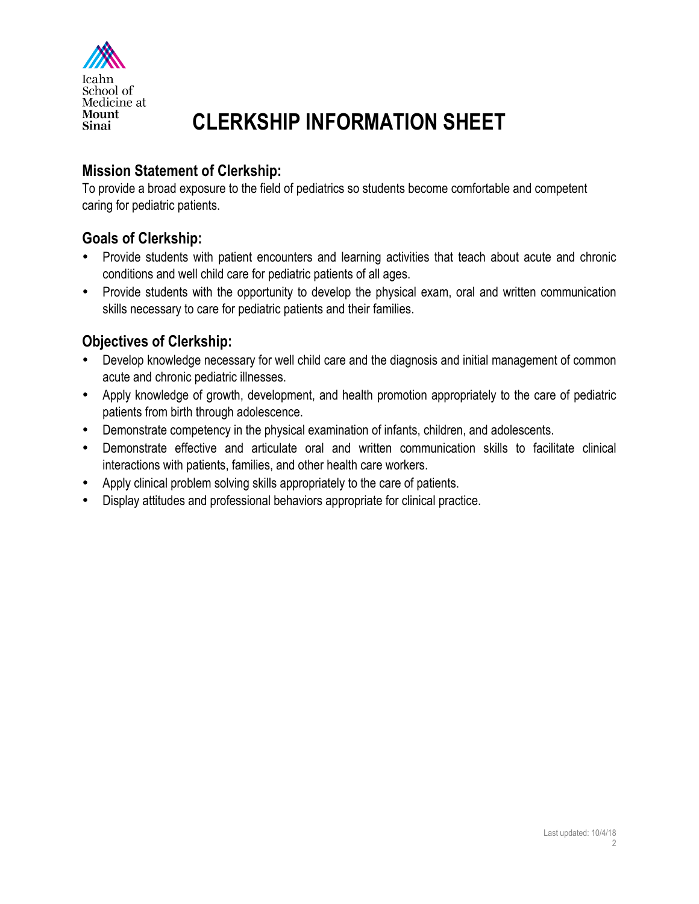Icahn School of Medicine at Mount Sinai

# CLERKSHIP INFORMATION SHEET

## Mission Statement of Clerkship:

To provide a broad exposure to the field of pediatrics so students become comfortable and competent caring for pediatric patients.

## Goals of Clerkship:

- Provide students with patient encounters and learning activities that teach about acute and chronic conditions and well child care for pediatric patients of all ages.
- Provide students with the opportunity to develop the physical exam, oral and written communication skills necessary to care for pediatric patients and their families.

## Objectives of Clerkship:

- Develop knowledge necessary for well child care and the diagnosis and initial management of common acute and chronic pediatric illnesses.
- Apply knowledge of growth, development, and health promotion appropriately to the care of pediatric patients from birth through adolescence.
- Demonstrate competency in the physical examination of infants, children, and adolescents.
- Demonstrate effective and articulate oral and written communication skills to facilitate clinical interactions with patients, families, and other health care workers.
- Apply clinical problem solving skills appropriately to the care of patients.
- Display attitudes and professional behaviors appropriate for clinical practice.

Last updated: 10/4/18